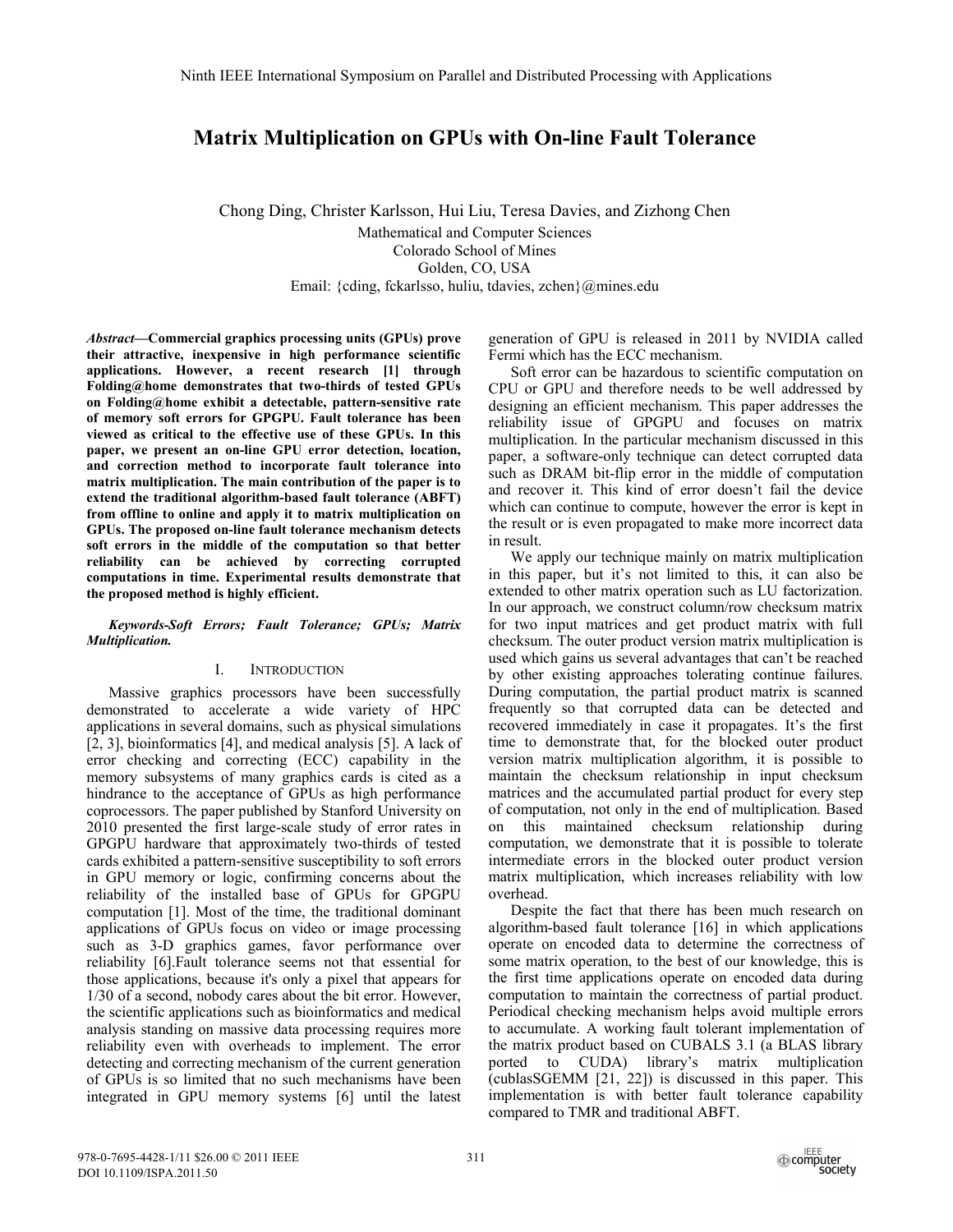# Matrix Multiplication on GPUs with On-line Fault Tolerance

Chong Ding, Christer Karlsson, Hui Liu, Teresa Davies, and Zizhong Chen

Mathematical and Computer Sciences
Colorado School of Mines
Golden, CO, USA
Email: {cding, fckarlsso, huliu, tdavies, zchen}@mines.edu

***Abstract*—Commercial graphics processing units (GPUs) prove their attractive, inexpensive in high performance scientific applications. However, a recent research [1] through Folding@home demonstrates that two-thirds of tested GPUs on Folding@home exhibit a detectable, pattern-sensitive rate of memory soft errors for GPGPU. Fault tolerance has been viewed as critical to the effective use of these GPUs. In this paper, we present an on-line GPU error detection, location, and correction method to incorporate fault tolerance into matrix multiplication. The main contribution of the paper is to extend the traditional algorithm-based fault tolerance (ABFT) from offline to online and apply it to matrix multiplication on GPUs. The proposed on-line fault tolerance mechanism detects soft errors in the middle of the computation so that better reliability can be achieved by correcting corrupted computations in time. Experimental results demonstrate that the proposed method is highly efficient.**

***Keywords-Soft Errors; Fault Tolerance; GPUs; Matrix Multiplication.***

## I. Introduction

Massive graphics processors have been successfully demonstrated to accelerate a wide variety of HPC applications in several domains, such as physical simulations [2, 3], bioinformatics [4], and medical analysis [5]. A lack of error checking and correcting (ECC) capability in the memory subsystems of many graphics cards is cited as a hindrance to the acceptance of GPUs as high performance coprocessors. The paper published by Stanford University on 2010 presented the first large-scale study of error rates in GPGPU hardware that approximately two-thirds of tested cards exhibited a pattern-sensitive susceptibility to soft errors in GPU memory or logic, confirming concerns about the reliability of the installed base of GPUs for GPGPU computation [1]. Most of the time, the traditional dominant applications of GPUs focus on video or image processing such as 3-D graphics games, favor performance over reliability [6].Fault tolerance seems not that essential for those applications, because it's only a pixel that appears for 1/30 of a second, nobody cares about the bit error. However, the scientific applications such as bioinformatics and medical analysis standing on massive data processing requires more reliability even with overheads to implement. The error detecting and correcting mechanism of the current generation of GPUs is so limited that no such mechanisms have been integrated in GPU memory systems [6] until the latest generation of GPU is released in 2011 by NVIDIA called Fermi which has the ECC mechanism.

Soft error can be hazardous to scientific computation on CPU or GPU and therefore needs to be well addressed by designing an efficient mechanism. This paper addresses the reliability issue of GPGPU and focuses on matrix multiplication. In the particular mechanism discussed in this paper, a software-only technique can detect corrupted data such as DRAM bit-flip error in the middle of computation and recover it. This kind of error doesn't fail the device which can continue to compute, however the error is kept in the result or is even propagated to make more incorrect data in result.

We apply our technique mainly on matrix multiplication in this paper, but it's not limited to this, it can also be extended to other matrix operation such as LU factorization. In our approach, we construct column/row checksum matrix for two input matrices and get product matrix with full checksum. The outer product version matrix multiplication is used which gains us several advantages that can't be reached by other existing approaches tolerating continue failures. During computation, the partial product matrix is scanned frequently so that corrupted data can be detected and recovered immediately in case it propagates. It's the first time to demonstrate that, for the blocked outer product version matrix multiplication algorithm, it is possible to maintain the checksum relationship in input checksum matrices and the accumulated partial product for every step of computation, not only in the end of multiplication. Based on this maintained checksum relationship during computation, we demonstrate that it is possible to tolerate intermediate errors in the blocked outer product version matrix multiplication, which increases reliability with low overhead.

Despite the fact that there has been much research on algorithm-based fault tolerance [16] in which applications operate on encoded data to determine the correctness of some matrix operation, to the best of our knowledge, this is the first time applications operate on encoded data during computation to maintain the correctness of partial product. Periodical checking mechanism helps avoid multiple errors to accumulate. A working fault tolerant implementation of the matrix product based on CUBALS 3.1 (a BLAS library ported to CUDA) library's matrix multiplication (cublasSGEMM [21, 22]) is discussed in this paper. This implementation is with better fault tolerance capability compared to TMR and traditional ABFT.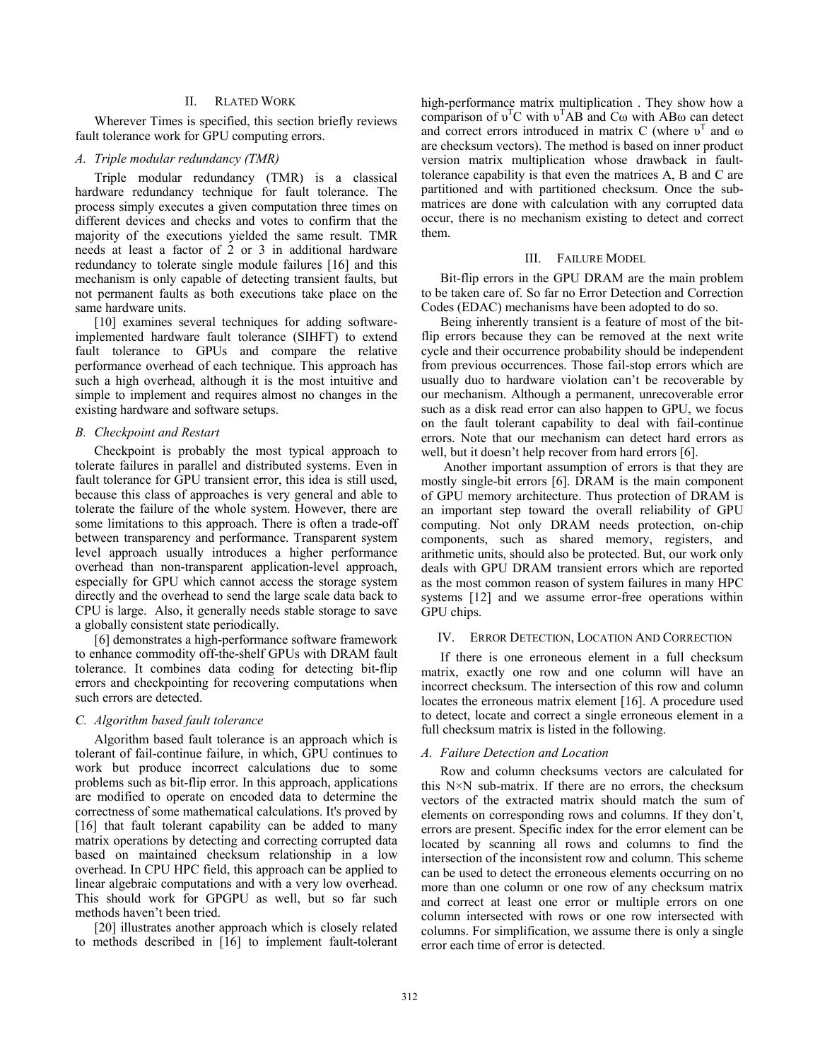## II. RLATED WORK

Wherever Times is specified, this section briefly reviews fault tolerance work for GPU computing errors.

### *A. Triple modular redundancy (TMR)*

Triple modular redundancy (TMR) is a classical hardware redundancy technique for fault tolerance. The process simply executes a given computation three times on different devices and checks and votes to confirm that the majority of the executions yielded the same result. TMR needs at least a factor of 2 or 3 in additional hardware redundancy to tolerate single module failures [16] and this mechanism is only capable of detecting transient faults, but not permanent faults as both executions take place on the same hardware units.

[10] examines several techniques for adding software-implemented hardware fault tolerance (SIHFT) to extend fault tolerance to GPUs and compare the relative performance overhead of each technique. This approach has such a high overhead, although it is the most intuitive and simple to implement and requires almost no changes in the existing hardware and software setups.

### *B. Checkpoint and Restart*

Checkpoint is probably the most typical approach to tolerate failures in parallel and distributed systems. Even in fault tolerance for GPU transient error, this idea is still used, because this class of approaches is very general and able to tolerate the failure of the whole system. However, there are some limitations to this approach. There is often a trade-off between transparency and performance. Transparent system level approach usually introduces a higher performance overhead than non-transparent application-level approach, especially for GPU which cannot access the storage system directly and the overhead to send the large scale data back to CPU is large. Also, it generally needs stable storage to save a globally consistent state periodically.

[6] demonstrates a high-performance software framework to enhance commodity off-the-shelf GPUs with DRAM fault tolerance. It combines data coding for detecting bit-flip errors and checkpointing for recovering computations when such errors are detected.

### *C. Algorithm based fault tolerance*

Algorithm based fault tolerance is an approach which is tolerant of fail-continue failure, in which, GPU continues to work but produce incorrect calculations due to some problems such as bit-flip error. In this approach, applications are modified to operate on encoded data to determine the correctness of some mathematical calculations. It's proved by [16] that fault tolerant capability can be added to many matrix operations by detecting and correcting corrupted data based on maintained checksum relationship in a low overhead. In CPU HPC field, this approach can be applied to linear algebraic computations and with a very low overhead. This should work for GPGPU as well, but so far such methods haven't been tried.

[20] illustrates another approach which is closely related to methods described in [16] to implement fault-tolerant high-performance matrix multiplication . They show how a comparison of $\upsilon^T C$ with $\upsilon^T AB$ and $C\omega$ with $AB\omega$ can detect and correct errors introduced in matrix C (where $\upsilon^T$ and $\omega$ are checksum vectors). The method is based on inner product version matrix multiplication whose drawback in fault-tolerance capability is that even the matrices A, B and C are partitioned and with partitioned checksum. Once the sub-matrices are done with calculation with any corrupted data occur, there is no mechanism existing to detect and correct them.

## III. FAILURE MODEL

Bit-flip errors in the GPU DRAM are the main problem to be taken care of. So far no Error Detection and Correction Codes (EDAC) mechanisms have been adopted to do so.

Being inherently transient is a feature of most of the bit-flip errors because they can be removed at the next write cycle and their occurrence probability should be independent from previous occurrences. Those fail-stop errors which are usually duo to hardware violation can't be recoverable by our mechanism. Although a permanent, unrecoverable error such as a disk read error can also happen to GPU, we focus on the fault tolerant capability to deal with fail-continue errors. Note that our mechanism can detect hard errors as well, but it doesn't help recover from hard errors [6].

Another important assumption of errors is that they are mostly single-bit errors [6]. DRAM is the main component of GPU memory architecture. Thus protection of DRAM is an important step toward the overall reliability of GPU computing. Not only DRAM needs protection, on-chip components, such as shared memory, registers, and arithmetic units, should also be protected. But, our work only deals with GPU DRAM transient errors which are reported as the most common reason of system failures in many HPC systems [12] and we assume error-free operations within GPU chips.

## IV. ERROR DETECTION, LOCATION AND CORRECTION

If there is one erroneous element in a full checksum matrix, exactly one row and one column will have an incorrect checksum. The intersection of this row and column locates the erroneous matrix element [16]. A procedure used to detect, locate and correct a single erroneous element in a full checksum matrix is listed in the following.

### *A. Failure Detection and Location*

Row and column checksums vectors are calculated for this N×N sub-matrix. If there are no errors, the checksum vectors of the extracted matrix should match the sum of elements on corresponding rows and columns. If they don't, errors are present. Specific index for the error element can be located by scanning all rows and columns to find the intersection of the inconsistent row and column. This scheme can be used to detect the erroneous elements occurring on no more than one column or one row of any checksum matrix and correct at least one error or multiple errors on one column intersected with rows or one row intersected with columns. For simplification, we assume there is only a single error each time of error is detected.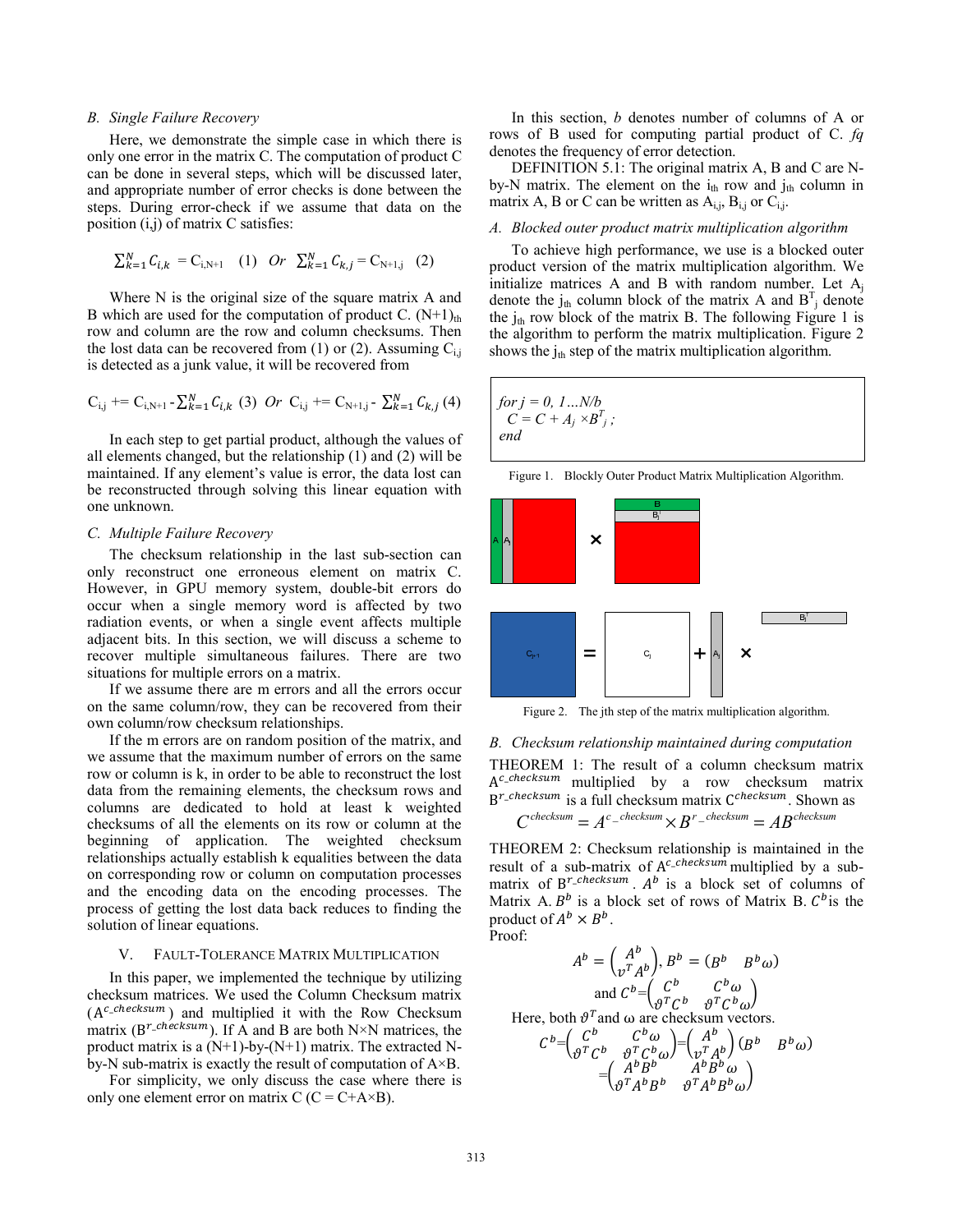### B. Single Failure Recovery

Here, we demonstrate the simple case in which there is only one error in the matrix C. The computation of product C can be done in several steps, which will be discussed later, and appropriate number of error checks is done between the steps. During error-check if we assume that data on the position (i,j) of matrix C satisfies:

$$\sum_{k=1}^{N} C_{i,k} = C_{i,N+1} \quad (1) \quad Or \quad \sum_{k=1}^{N} C_{k,j} = C_{N+1,j} \quad (2)$$

Where N is the original size of the square matrix A and B which are used for the computation of product C. $(N+1)_{th}$ row and column are the row and column checksums. Then the lost data can be recovered from (1) or (2). Assuming $C_{i,j}$ is detected as a junk value, it will be recovered from

$$C_{i,j} \mathrel{+}= C_{i,N+1} - \sum_{k=1}^{N} C_{i,k} \quad (3) \quad Or \quad C_{i,j} \mathrel{+}= C_{N+1,j} - \sum_{k=1}^{N} C_{k,j} \quad (4)$$

In each step to get partial product, although the values of all elements changed, but the relationship (1) and (2) will be maintained. If any element's value is error, the data lost can be reconstructed through solving this linear equation with one unknown.

### C. Multiple Failure Recovery

The checksum relationship in the last sub-section can only reconstruct one erroneous element on matrix C. However, in GPU memory system, double-bit errors do occur when a single memory word is affected by two radiation events, or when a single event affects multiple adjacent bits. In this section, we will discuss a scheme to recover multiple simultaneous failures. There are two situations for multiple errors on a matrix.

If we assume there are m errors and all the errors occur on the same column/row, they can be recovered from their own column/row checksum relationships.

If the m errors are on random position of the matrix, and we assume that the maximum number of errors on the same row or column is k, in order to be able to reconstruct the lost data from the remaining elements, the checksum rows and columns are dedicated to hold at least k weighted checksums of all the elements on its row or column at the beginning of application. The weighted checksum relationships actually establish k equalities between the data on corresponding row or column on computation processes and the encoding data on the encoding processes. The process of getting the lost data back reduces to finding the solution of linear equations.

## V. Fault-Tolerance Matrix Multiplication

In this paper, we implemented the technique by utilizing checksum matrices. We used the Column Checksum matrix ($A^{c\_checksum}$) and multiplied it with the Row Checksum matrix ($B^{r\_checksum}$). If A and B are both N×N matrices, the product matrix is a (N+1)-by-(N+1) matrix. The extracted N-by-N sub-matrix is exactly the result of computation of A×B.

For simplicity, we only discuss the case where there is only one element error on matrix C (C = C+A×B).

In this section, *b* denotes number of columns of A or rows of B used for computing partial product of C. *fq* denotes the frequency of error detection.

DEFINITION 5.1: The original matrix A, B and C are N-by-N matrix. The element on the $i_{th}$ row and $j_{th}$ column in matrix A, B or C can be written as $A_{i,j}$, $B_{i,j}$ or $C_{i,j}$.

### A. Blocked outer product matrix multiplication algorithm

To achieve high performance, we use is a blocked outer product version of the matrix multiplication algorithm. We initialize matrices A and B with random number. Let $A_j$ denote the $j_{th}$ column block of the matrix A and $B^T_j$ denote the $j_{th}$ row block of the matrix B. The following Figure 1 is the algorithm to perform the matrix multiplication. Figure 2 shows the $j_{th}$ step of the matrix multiplication algorithm.

```
for j = 0, 1…N/b
  C = C + Aj ×BTj ;
end
```

Figure 1. Blockly Outer Product Matrix Multiplication Algorithm.

Figure 2. The jth step of the matrix multiplication algorithm.

### B. Checksum relationship maintained during computation

THEOREM 1: The result of a column checksum matrix $A^{c\_checksum}$ multiplied by a row checksum matrix $B^{r\_checksum}$ is a full checksum matrix $C^{checksum}$. Shown as

$$C^{checksum} = A^{c\_checksum} \times B^{r\_checksum} = AB^{checksum}$$

THEOREM 2: Checksum relationship is maintained in the result of a sub-matrix of $A^{c\_checksum}$ multiplied by a sub-matrix of $B^{r\_checksum}$. $A^b$ is a block set of columns of Matrix A. $B^b$ is a block set of rows of Matrix B. $C^b$ is the product of $A^b \times B^b$.

Proof:

$$A^b = \begin{pmatrix} A^b \\ v^T A^b \end{pmatrix}, B^b = \begin{pmatrix} B^b & B^b\omega \end{pmatrix}$$

$$\text{and } C^b = \begin{pmatrix} C^b & C^b\omega \\ \vartheta^T C^b & \vartheta^T C^b\omega \end{pmatrix}$$

Here, both $\vartheta^T$ and ω are checksum vectors.

$$C^b = \begin{pmatrix} C^b & C^b\omega \\ \vartheta^T C^b & \vartheta^T C^b\omega \end{pmatrix} = \begin{pmatrix} A^b \\ v^T A^b \end{pmatrix} \begin{pmatrix} B^b & B^b\omega \end{pmatrix}$$

$$= \begin{pmatrix} A^b B^b & A^b B^b \omega \\ \vartheta^T A^b B^b & \vartheta^T A^b B^b \omega \end{pmatrix}$$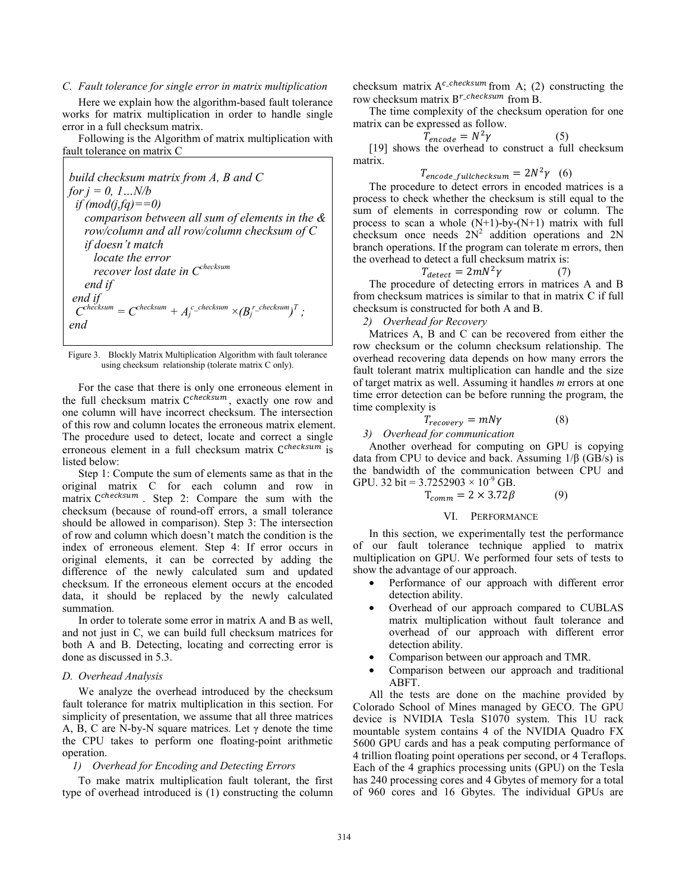### C. Fault tolerance for single error in matrix multiplication

Here we explain how the algorithm-based fault tolerance works for matrix multiplication in order to handle single error in a full checksum matrix.

Following is the Algorithm of matrix multiplication with fault tolerance on matrix C

```
build checksum matrix from A, B and C
for j = 0, 1…N/b
  if (mod(j,fq)==0)
    comparison between all sum of elements in the &
    row/column and all row/column checksum of C
    if doesn't match
      locate the error
      recover lost date in C^checksum
    end if
  end if
  C^checksum = C^checksum + A_j^c_checksum ×(B_j^r_checksum)^T ;
end
```

Figure 3. Blockly Matrix Multiplication Algorithm with fault tolerance using checksum relationship (tolerate matrix C only).

For the case that there is only one erroneous element in the full checksum matrix $C^{checksum}$, exactly one row and one column will have incorrect checksum. The intersection of this row and column locates the erroneous matrix element. The procedure used to detect, locate and correct a single erroneous element in a full checksum matrix $C^{checksum}$ is listed below:

Step 1: Compute the sum of elements same as that in the original matrix C for each column and row in matrix $C^{checksum}$. Step 2: Compare the sum with the checksum (because of round-off errors, a small tolerance should be allowed in comparison). Step 3: The intersection of row and column which doesn't match the condition is the index of erroneous element. Step 4: If error occurs in original elements, it can be corrected by adding the difference of the newly calculated sum and updated checksum. If the erroneous element occurs at the encoded data, it should be replaced by the newly calculated summation.

In order to tolerate some error in matrix A and B as well, and not just in C, we can build full checksum matrices for both A and B. Detecting, locating and correcting error is done as discussed in 5.3.

### D. Overhead Analysis

We analyze the overhead introduced by the checksum fault tolerance for matrix multiplication in this section. For simplicity of presentation, we assume that all three matrices A, B, C are N-by-N square matrices. Let $\gamma$ denote the time the CPU takes to perform one floating-point arithmetic operation.

*1) Overhead for Encoding and Detecting Errors*

To make matrix multiplication fault tolerant, the first type of overhead introduced is (1) constructing the column checksum matrix $A^{c\_checksum}$ from A; (2) constructing the row checksum matrix $B^{r\_checksum}$ from B.

The time complexity of the checksum operation for one matrix can be expressed as follow.

$$T_{encode} = N^2\gamma \qquad (5)$$

[19] shows the overhead to construct a full checksum matrix.

$$T_{encode\_fullchecksum} = 2N^2\gamma \quad (6)$$

The procedure to detect errors in encoded matrices is a process to check whether the checksum is still equal to the sum of elements in corresponding row or column. The process to scan a whole (N+1)-by-(N+1) matrix with full checksum once needs $2N^2$ addition operations and 2N branch operations. If the program can tolerate m errors, then the overhead to detect a full checksum matrix is:

$$T_{detect} = 2mN^2\gamma \qquad (7)$$

The procedure of detecting errors in matrices A and B from checksum matrices is similar to that in matrix C if full checksum is constructed for both A and B.

*2) Overhead for Recovery*

Matrices A, B and C can be recovered from either the row checksum or the column checksum relationship. The overhead recovering data depends on how many errors the fault tolerant matrix multiplication can handle and the size of target matrix as well. Assuming it handles *m* errors at one time error detection can be before running the program, the time complexity is

$$T_{recovery} = mN\gamma \qquad (8)$$

*3) Overhead for communication*

Another overhead for computing on GPU is copying data from CPU to device and back. Assuming 1/β (GB/s) is the bandwidth of the communication between CPU and GPU. 32 bit = $3.7252903 \times 10^{-9}$ GB.

$$T_{comm} = 2 \times 3.72\beta \qquad (9)$$

## VI. PERFORMANCE

In this section, we experimentally test the performance of our fault tolerance technique applied to matrix multiplication on GPU. We performed four sets of tests to show the advantage of our approach.

- Performance of our approach with different error detection ability.
- Overhead of our approach compared to CUBLAS matrix multiplication without fault tolerance and overhead of our approach with different error detection ability.
- Comparison between our approach and TMR.
- Comparison between our approach and traditional ABFT.

All the tests are done on the machine provided by Colorado School of Mines managed by GECO. The GPU device is NVIDIA Tesla S1070 system. This 1U rack mountable system contains 4 of the NVIDIA Quadro FX 5600 GPU cards and has a peak computing performance of 4 trillion floating point operations per second, or 4 Teraflops. Each of the 4 graphics processing units (GPU) on the Tesla has 240 processing cores and 4 Gbytes of memory for a total of 960 cores and 16 Gbytes. The individual GPUs are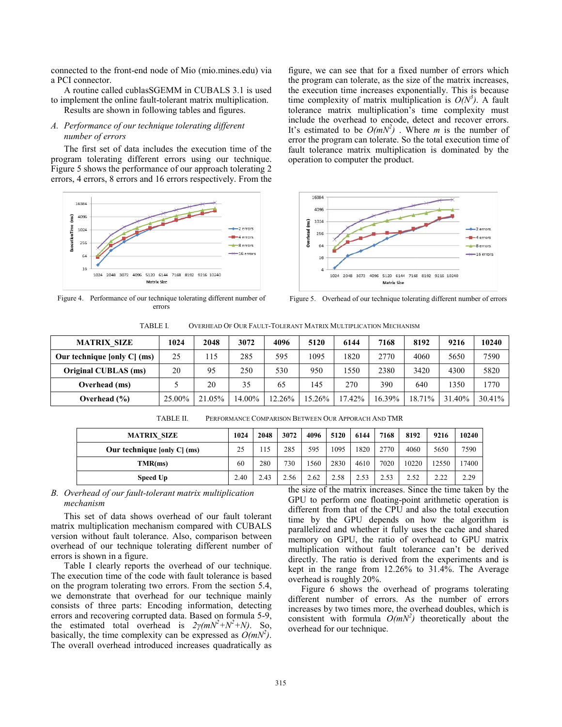connected to the front-end node of Mio (mio.mines.edu) via a PCI connector.

A routine called cublasSGEMM in CUBALS 3.1 is used to implement the online fault-tolerant matrix multiplication. Results are shown in following tables and figures.

### *A. Performance of our technique tolerating different number of errors*

The first set of data includes the execution time of the program tolerating different errors using our technique. Figure 5 shows the performance of our approach tolerating 2 errors, 4 errors, 8 errors and 16 errors respectively. From the figure, we can see that for a fixed number of errors which the program can tolerate, as the size of the matrix increases, the execution time increases exponentially. This is because time complexity of matrix multiplication is $O(N^3)$. A fault tolerance matrix multiplication's time complexity must include the overhead to encode, detect and recover errors. It's estimated to be $O(mN^2)$ . Where $m$ is the number of error the program can tolerate. So the total execution time of fault tolerance matrix multiplication is dominated by the operation to computer the product.

Figure 4. Performance of our technique tolerating different number of errors

Figure 5. Overhead of our technique tolerating different number of errors

TABLE I. OVERHEAD OF OUR FAULT-TOLERANT MATRIX MULTIPLICATION MECHANISM

| MATRIX_SIZE | 1024 | 2048 | 3072 | 4096 | 5120 | 6144 | 7168 | 8192 | 9216 | 10240 |
|---|---|---|---|---|---|---|---|---|---|---|
| Our technique [only C] (ms) | 25 | 115 | 285 | 595 | 1095 | 1820 | 2770 | 4060 | 5650 | 7590 |
| Original CUBLAS (ms) | 20 | 95 | 250 | 530 | 950 | 1550 | 2380 | 3420 | 4300 | 5820 |
| Overhead (ms) | 5 | 20 | 35 | 65 | 145 | 270 | 390 | 640 | 1350 | 1770 |
| Overhead (%) | 25.00% | 21.05% | 14.00% | 12.26% | 15.26% | 17.42% | 16.39% | 18.71% | 31.40% | 30.41% |

TABLE II. PERFORMANCE COMPARISON BETWEEN OUR APPORACH AND TMR

| MATRIX_SIZE | 1024 | 2048 | 3072 | 4096 | 5120 | 6144 | 7168 | 8192 | 9216 | 10240 |
|---|---|---|---|---|---|---|---|---|---|---|
| Our technique [only C] (ms) | 25 | 115 | 285 | 595 | 1095 | 1820 | 2770 | 4060 | 5650 | 7590 |
| TMR(ms) | 60 | 280 | 730 | 1560 | 2830 | 4610 | 7020 | 10220 | 12550 | 17400 |
| Speed Up | 2.40 | 2.43 | 2.56 | 2.62 | 2.58 | 2.53 | 2.53 | 2.52 | 2.22 | 2.29 |

### *B. Overhead of our fault-tolerant matrix multiplication mechanism*

This set of data shows overhead of our fault tolerant matrix multiplication mechanism compared with CUBALS version without fault tolerance. Also, comparison between overhead of our technique tolerating different number of errors is shown in a figure.

Table I clearly reports the overhead of our technique. The execution time of the code with fault tolerance is based on the program tolerating two errors. From the section 5.4, we demonstrate that overhead for our technique mainly consists of three parts: Encoding information, detecting errors and recovering corrupted data. Based on formula 5-9, the estimated total overhead is $2\gamma(mN^2+N^2+N)$. So, basically, the time complexity can be expressed as $O(mN^2)$. The overall overhead introduced increases quadratically as the size of the matrix increases. Since the time taken by the GPU to perform one floating-point arithmetic operation is different from that of the CPU and also the total execution time by the GPU depends on how the algorithm is parallelized and whether it fully uses the cache and shared memory on GPU, the ratio of overhead to GPU matrix multiplication without fault tolerance can't be derived directly. The ratio is derived from the experiments and is kept in the range from 12.26% to 31.4%. The Average overhead is roughly 20%.

Figure 6 shows the overhead of programs tolerating different number of errors. As the number of errors increases by two times more, the overhead doubles, which is consistent with formula $O(mN^2)$ theoretically about the overhead for our technique.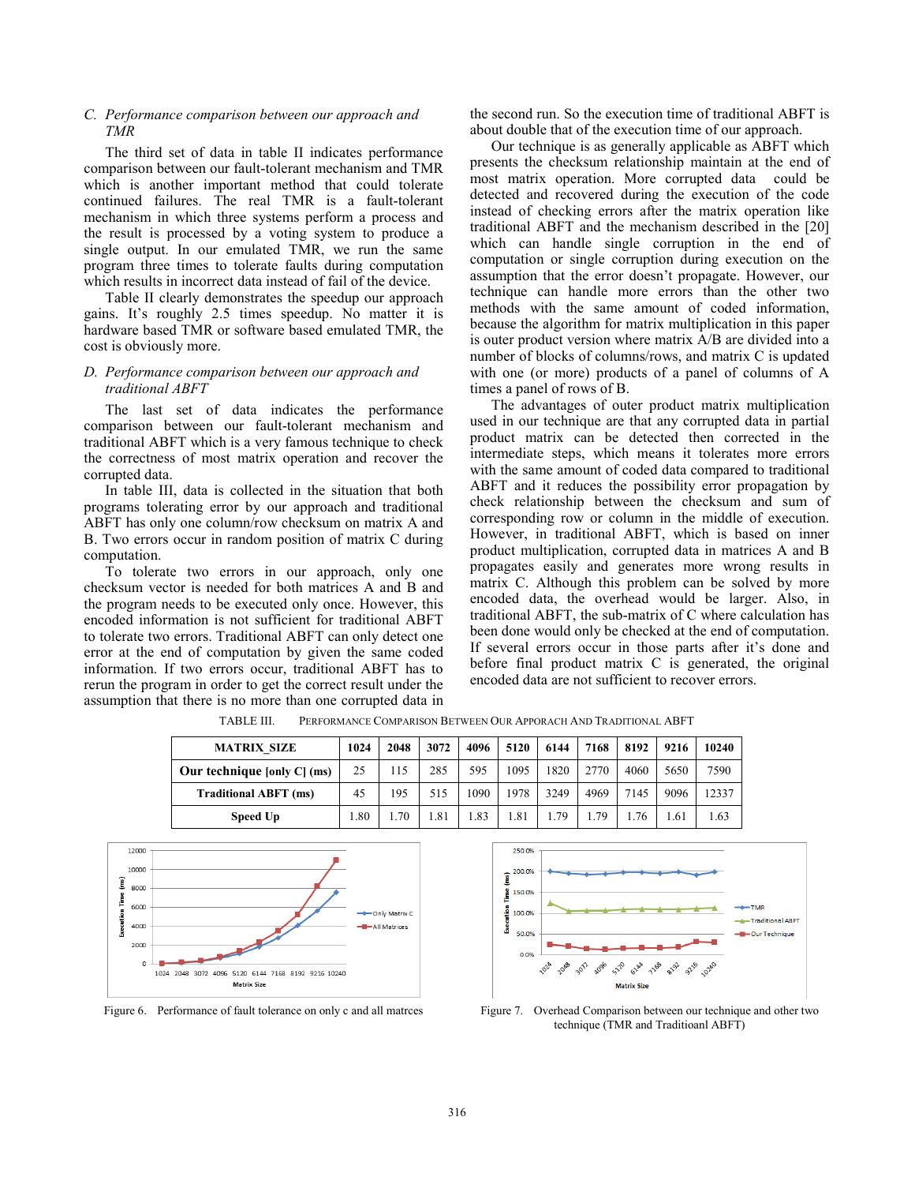### C. Performance comparison between our approach and TMR

The third set of data in table II indicates performance comparison between our fault-tolerant mechanism and TMR which is another important method that could tolerate continued failures. The real TMR is a fault-tolerant mechanism in which three systems perform a process and the result is processed by a voting system to produce a single output. In our emulated TMR, we run the same program three times to tolerate faults during computation which results in incorrect data instead of fail of the device.

Table II clearly demonstrates the speedup our approach gains. It's roughly 2.5 times speedup. No matter it is hardware based TMR or software based emulated TMR, the cost is obviously more.

### D. Performance comparison between our approach and traditional ABFT

The last set of data indicates the performance comparison between our fault-tolerant mechanism and traditional ABFT which is a very famous technique to check the correctness of most matrix operation and recover the corrupted data.

In table III, data is collected in the situation that both programs tolerating error by our approach and traditional ABFT has only one column/row checksum on matrix A and B. Two errors occur in random position of matrix C during computation.

To tolerate two errors in our approach, only one checksum vector is needed for both matrices A and B and the program needs to be executed only once. However, this encoded information is not sufficient for traditional ABFT to tolerate two errors. Traditional ABFT can only detect one error at the end of computation by given the same coded information. If two errors occur, traditional ABFT has to rerun the program in order to get the correct result under the assumption that there is no more than one corrupted data in the second run. So the execution time of traditional ABFT is about double that of the execution time of our approach.

Our technique is as generally applicable as ABFT which presents the checksum relationship maintain at the end of most matrix operation. More corrupted data could be detected and recovered during the execution of the code instead of checking errors after the matrix operation like traditional ABFT and the mechanism described in the [20] which can handle single corruption in the end of computation or single corruption during execution on the assumption that the error doesn't propagate. However, our technique can handle more errors than the other two methods with the same amount of coded information, because the algorithm for matrix multiplication in this paper is outer product version where matrix A/B are divided into a number of blocks of columns/rows, and matrix C is updated with one (or more) products of a panel of columns of A times a panel of rows of B.

The advantages of outer product matrix multiplication used in our technique are that any corrupted data in partial product matrix can be detected then corrected in the intermediate steps, which means it tolerates more errors with the same amount of coded data compared to traditional ABFT and it reduces the possibility error propagation by check relationship between the checksum and sum of corresponding row or column in the middle of execution. However, in traditional ABFT, which is based on inner product multiplication, corrupted data in matrices A and B propagates easily and generates more wrong results in matrix C. Although this problem can be solved by more encoded data, the overhead would be larger. Also, in traditional ABFT, the sub-matrix of C where calculation has been done would only be checked at the end of computation. If several errors occur in those parts after it's done and before final product matrix C is generated, the original encoded data are not sufficient to recover errors.

TABLE III. PERFORMANCE COMPARISON BETWEEN OUR APPORACH AND TRADITIONAL ABFT

| MATRIX_SIZE | 1024 | 2048 | 3072 | 4096 | 5120 | 6144 | 7168 | 8192 | 9216 | 10240 |
|---|---|---|---|---|---|---|---|---|---|---|
| **Our technique [only C] (ms)** | 25 | 115 | 285 | 595 | 1095 | 1820 | 2770 | 4060 | 5650 | 7590 |
| **Traditional ABFT (ms)** | 45 | 195 | 515 | 1090 | 1978 | 3249 | 4969 | 7145 | 9096 | 12337 |
| **Speed Up** | 1.80 | 1.70 | 1.81 | 1.83 | 1.81 | 1.79 | 1.79 | 1.76 | 1.61 | 1.63 |

Figure 6. Performance of fault tolerance on only c and all matrces

Figure 7. Overhead Comparison between our technique and other two technique (TMR and Traditioanl ABFT)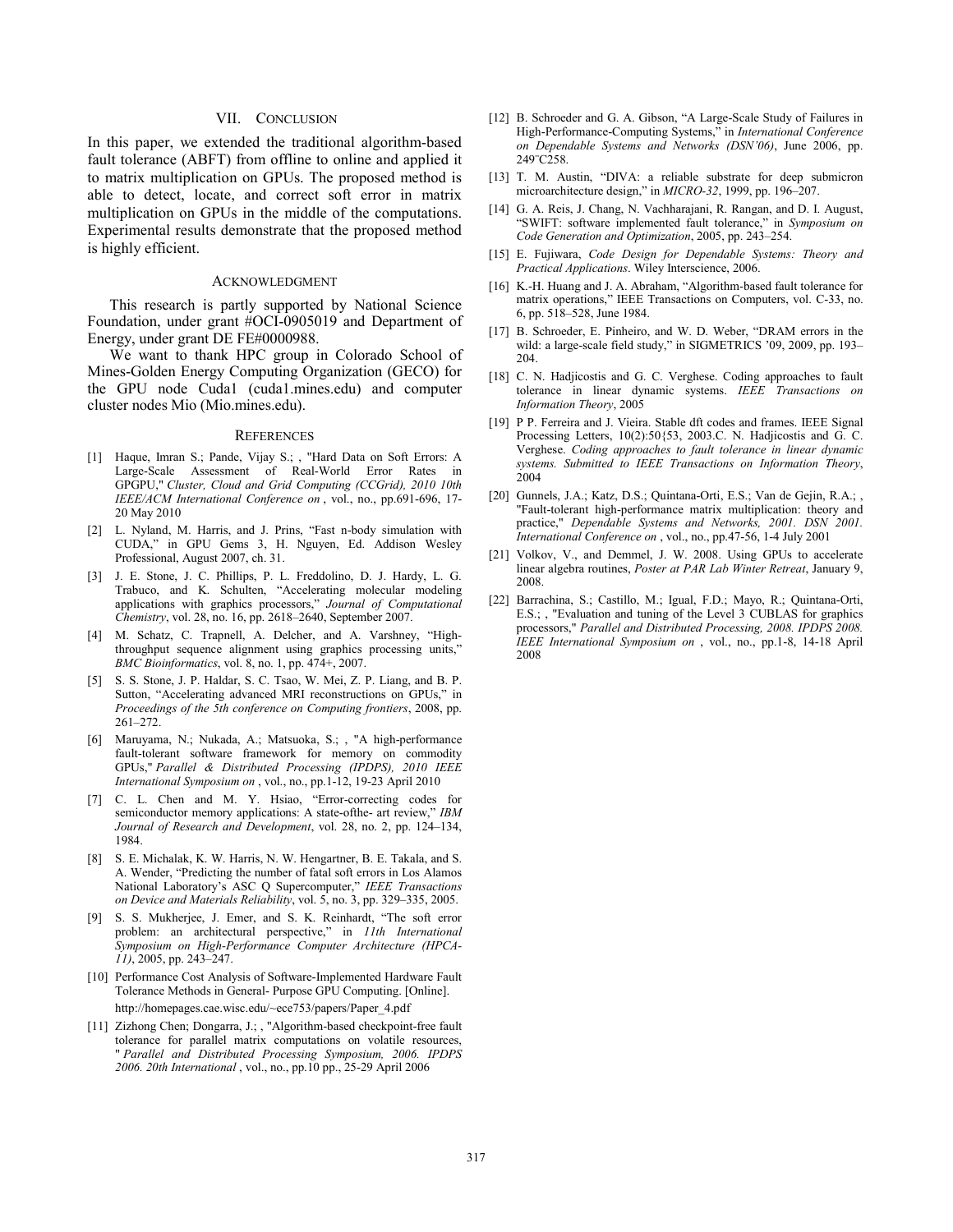## VII. Conclusion

In this paper, we extended the traditional algorithm-based fault tolerance (ABFT) from offline to online and applied it to matrix multiplication on GPUs. The proposed method is able to detect, locate, and correct soft error in matrix multiplication on GPUs in the middle of the computations. Experimental results demonstrate that the proposed method is highly efficient.

## Acknowledgment

This research is partly supported by National Science Foundation, under grant #OCI-0905019 and Department of Energy, under grant DE FE#0000988.

We want to thank HPC group in Colorado School of Mines-Golden Energy Computing Organization (GECO) for the GPU node Cuda1 (cuda1.mines.edu) and computer cluster nodes Mio (Mio.mines.edu).

## References

[1] Haque, Imran S.; Pande, Vijay S.; , "Hard Data on Soft Errors: A Large-Scale Assessment of Real-World Error Rates in GPGPU," *Cluster, Cloud and Grid Computing (CCGrid), 2010 10th IEEE/ACM International Conference on* , vol., no., pp.691-696, 17-20 May 2010

[2] L. Nyland, M. Harris, and J. Prins, "Fast n-body simulation with CUDA," in GPU Gems 3, H. Nguyen, Ed. Addison Wesley Professional, August 2007, ch. 31.

[3] J. E. Stone, J. C. Phillips, P. L. Freddolino, D. J. Hardy, L. G. Trabuco, and K. Schulten, "Accelerating molecular modeling applications with graphics processors," *Journal of Computational Chemistry*, vol. 28, no. 16, pp. 2618–2640, September 2007.

[4] M. Schatz, C. Trapnell, A. Delcher, and A. Varshney, "High-throughput sequence alignment using graphics processing units," *BMC Bioinformatics*, vol. 8, no. 1, pp. 474+, 2007.

[5] S. S. Stone, J. P. Haldar, S. C. Tsao, W. Mei, Z. P. Liang, and B. P. Sutton, "Accelerating advanced MRI reconstructions on GPUs," in *Proceedings of the 5th conference on Computing frontiers*, 2008, pp. 261–272.

[6] Maruyama, N.; Nukada, A.; Matsuoka, S.; , "A high-performance fault-tolerant software framework for memory on commodity GPUs," *Parallel & Distributed Processing (IPDPS), 2010 IEEE International Symposium on* , vol., no., pp.1-12, 19-23 April 2010

[7] C. L. Chen and M. Y. Hsiao, "Error-correcting codes for semiconductor memory applications: A state-ofthe- art review," *IBM Journal of Research and Development*, vol. 28, no. 2, pp. 124–134, 1984.

[8] S. E. Michalak, K. W. Harris, N. W. Hengartner, B. E. Takala, and S. A. Wender, "Predicting the number of fatal soft errors in Los Alamos National Laboratory's ASC Q Supercomputer," *IEEE Transactions on Device and Materials Reliability*, vol. 5, no. 3, pp. 329–335, 2005.

[9] S. S. Mukherjee, J. Emer, and S. K. Reinhardt, "The soft error problem: an architectural perspective," in *11th International Symposium on High-Performance Computer Architecture (HPCA-11)*, 2005, pp. 243–247.

[10] Performance Cost Analysis of Software-Implemented Hardware Fault Tolerance Methods in General- Purpose GPU Computing. [Online]. http://homepages.cae.wisc.edu/~ece753/papers/Paper_4.pdf

[11] Zizhong Chen; Dongarra, J.; , "Algorithm-based checkpoint-free fault tolerance for parallel matrix computations on volatile resources, " *Parallel and Distributed Processing Symposium, 2006. IPDPS 2006. 20th International* , vol., no., pp.10 pp., 25-29 April 2006

[12] B. Schroeder and G. A. Gibson, "A Large-Scale Study of Failures in High-Performance-Computing Systems," in *International Conference on Dependable Systems and Networks (DSN'06)*, June 2006, pp. 249¨C258.

[13] T. M. Austin, "DIVA: a reliable substrate for deep submicron microarchitecture design," in *MICRO-32*, 1999, pp. 196–207.

[14] G. A. Reis, J. Chang, N. Vachharajani, R. Rangan, and D. I. August, "SWIFT: software implemented fault tolerance," in *Symposium on Code Generation and Optimization*, 2005, pp. 243–254.

[15] E. Fujiwara, *Code Design for Dependable Systems: Theory and Practical Applications*. Wiley Interscience, 2006.

[16] K.-H. Huang and J. A. Abraham, "Algorithm-based fault tolerance for matrix operations," IEEE Transactions on Computers, vol. C-33, no. 6, pp. 518–528, June 1984.

[17] B. Schroeder, E. Pinheiro, and W. D. Weber, "DRAM errors in the wild: a large-scale field study," in SIGMETRICS '09, 2009, pp. 193–204.

[18] C. N. Hadjicostis and G. C. Verghese. Coding approaches to fault tolerance in linear dynamic systems. *IEEE Transactions on Information Theory*, 2005

[19] P P. Ferreira and J. Vieira. Stable dft codes and frames. IEEE Signal Processing Letters, 10(2):50{53, 2003.C. N. Hadjicostis and G. C. Verghese. *Coding approaches to fault tolerance in linear dynamic systems. Submitted to IEEE Transactions on Information Theory*, 2004

[20] Gunnels, J.A.; Katz, D.S.; Quintana-Orti, E.S.; Van de Gejin, R.A.; , "Fault-tolerant high-performance matrix multiplication: theory and practice," *Dependable Systems and Networks, 2001. DSN 2001. International Conference on* , vol., no., pp.47-56, 1-4 July 2001

[21] Volkov, V., and Demmel, J. W. 2008. Using GPUs to accelerate linear algebra routines, *Poster at PAR Lab Winter Retreat*, January 9, 2008.

[22] Barrachina, S.; Castillo, M.; Igual, F.D.; Mayo, R.; Quintana-Orti, E.S.; , "Evaluation and tuning of the Level 3 CUBLAS for graphics processors," *Parallel and Distributed Processing, 2008. IPDPS 2008. IEEE International Symposium on* , vol., no., pp.1-8, 14-18 April 2008